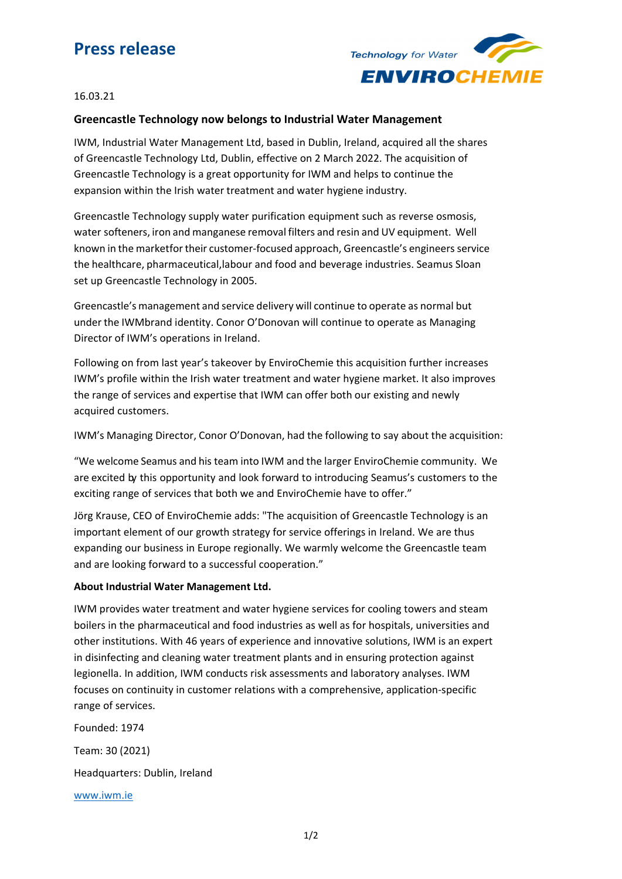# Press release

Technology for Water

ENVIROCHEMIE

16.03.21

**Greencastle Technology now belongs to Industrial Water Management**

IWM, Industrial Water Management Ltd, based in Dublin, Ireland, acquired all the shares of Greencastle Technology Ltd, Dublin, effective on 2 March 2022. The acquisition of Greencastle Technology is a great opportunity for IWM and helps to continue the expansion within the Irish water treatment and water hygiene industry.

Greencastle Technology supply water purification equipment such as reverse osmosis, water softeners, iron and manganese removal filters and resin and UV equipment. Well known in the marketfor their customer-focused approach, Greencastle's engineers service the healthcare, pharmaceutical,labour and food and beverage industries. Seamus Sloan set up Greencastle Technology in 2005.

Greencastle's management and service delivery will continue to operate as normal but under the IWMbrand identity. Conor O'Donovan will continue to operate as Managing Director of IWM's operations in Ireland.

Following on from last year's takeover by EnviroChemie this acquisition further increases IWM's profile within the Irish water treatment and water hygiene market. It also improves the range of services and expertise that IWM can offer both our existing and newly acquired customers.

IWM's Managing Director, Conor O'Donovan, had the following to say about the acquisition:

"We welcome Seamus and his team into IWM and the larger EnviroChemie community. We are excited by this opportunity and look forward to introducing Seamus's customers to the exciting range of services that both we and EnviroChemie have to offer."

Jörg Krause, CEO of EnviroChemie adds: "The acquisition of Greencastle Technology is an important element of our growth strategy for service offerings in Ireland. We are thus expanding our business in Europe regionally. We warmly welcome the Greencastle team and are looking forward to a successful cooperation."

**About Industrial Water Management Ltd.**

IWM provides water treatment and water hygiene services for cooling towers and steam boilers in the pharmaceutical and food industries as well as for hospitals, universities and other institutions. With 46 years of experience and innovative solutions, IWM is an expert in disinfecting and cleaning water treatment plants and in ensuring protection against legionella. In addition, IWM conducts risk assessments and laboratory analyses. IWM focuses on continuity in customer relations with a comprehensive, application-specific range of services.

Founded: 1974

Team: 30 (2021)

Headquarters: Dublin, Ireland

www.iwm.ie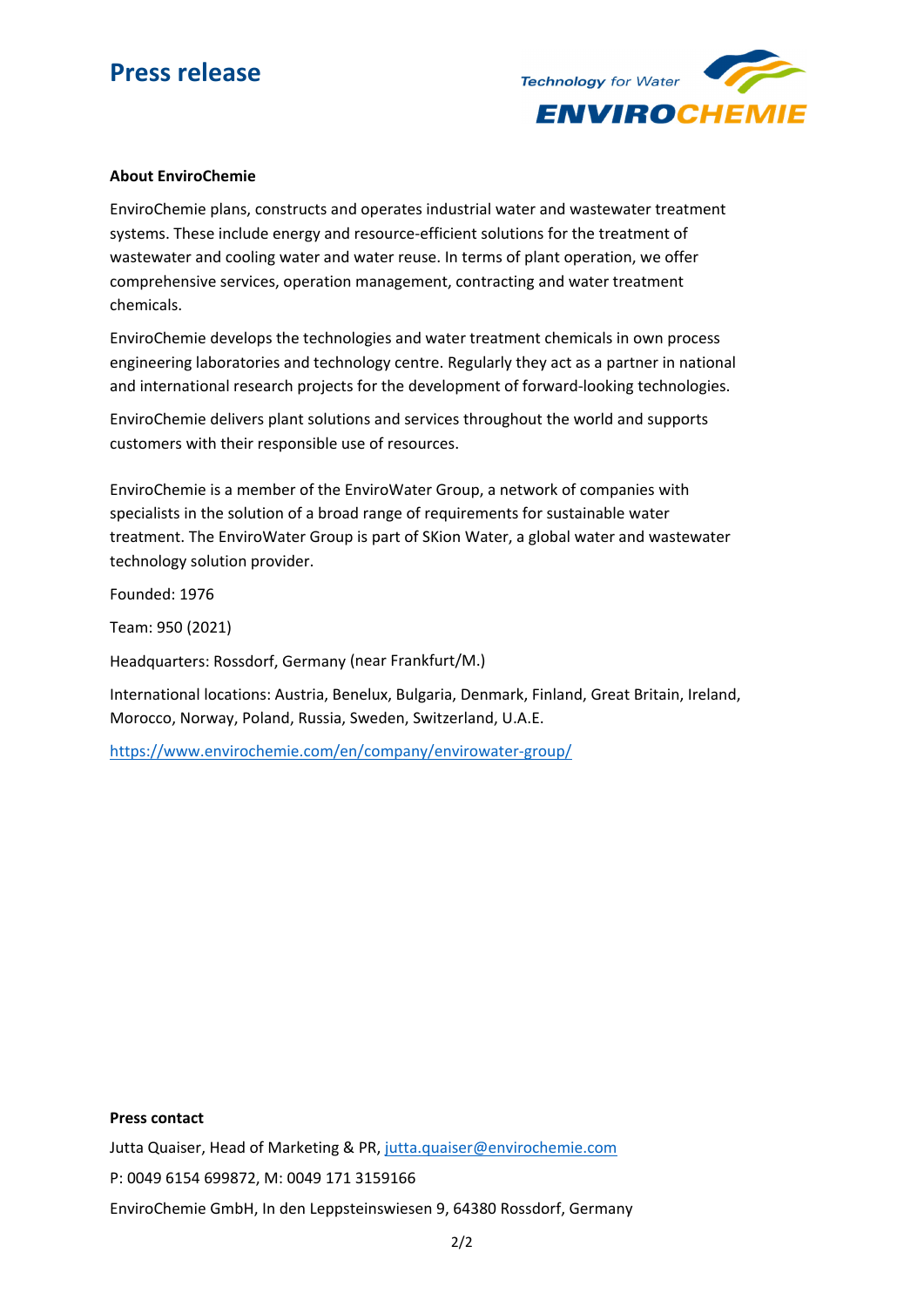**About EnviroChemie**

EnviroChemie plans, constructs and operates industrial water and wastewater treatment systems. These include energy and resource-efficient solutions for the treatment of wastewater and cooling water and water reuse. In terms of plant operation, we offer comprehensive services, operation management, contracting and water treatment chemicals.

EnviroChemie develops the technologies and water treatment chemicals in own process engineering laboratories and technology centre. Regularly they act as a partner in national and international research projects for the development of forward-looking technologies.

EnviroChemie delivers plant solutions and services throughout the world and supports customers with their responsible use of resources.

EnviroChemie is a member of the EnviroWater Group, a network of companies with specialists in the solution of a broad range of requirements for sustainable water treatment. The EnviroWater Group is part of SKion Water, a global water and wastewater technology solution provider.

Founded: 1976

Team: 950 (2021)

Headquarters: Rossdorf, Germany (near Frankfurt/M.)

International locations: Austria, Benelux, Bulgaria, Denmark, Finland, Great Britain, Ireland, Morocco, Norway, Poland, Russia, Sweden, Switzerland, U.A.E.

https://www.envirochemie.com/en/company/envirowater-group/

**Press contact**

Jutta Quaiser, Head of Marketing & PR, jutta.quaiser@envirochemie.com

P: 0049 6154 699872, M: 0049 171 3159166

EnviroChemie GmbH, In den Leppsteinswiesen 9, 64380 Rossdorf, Germany